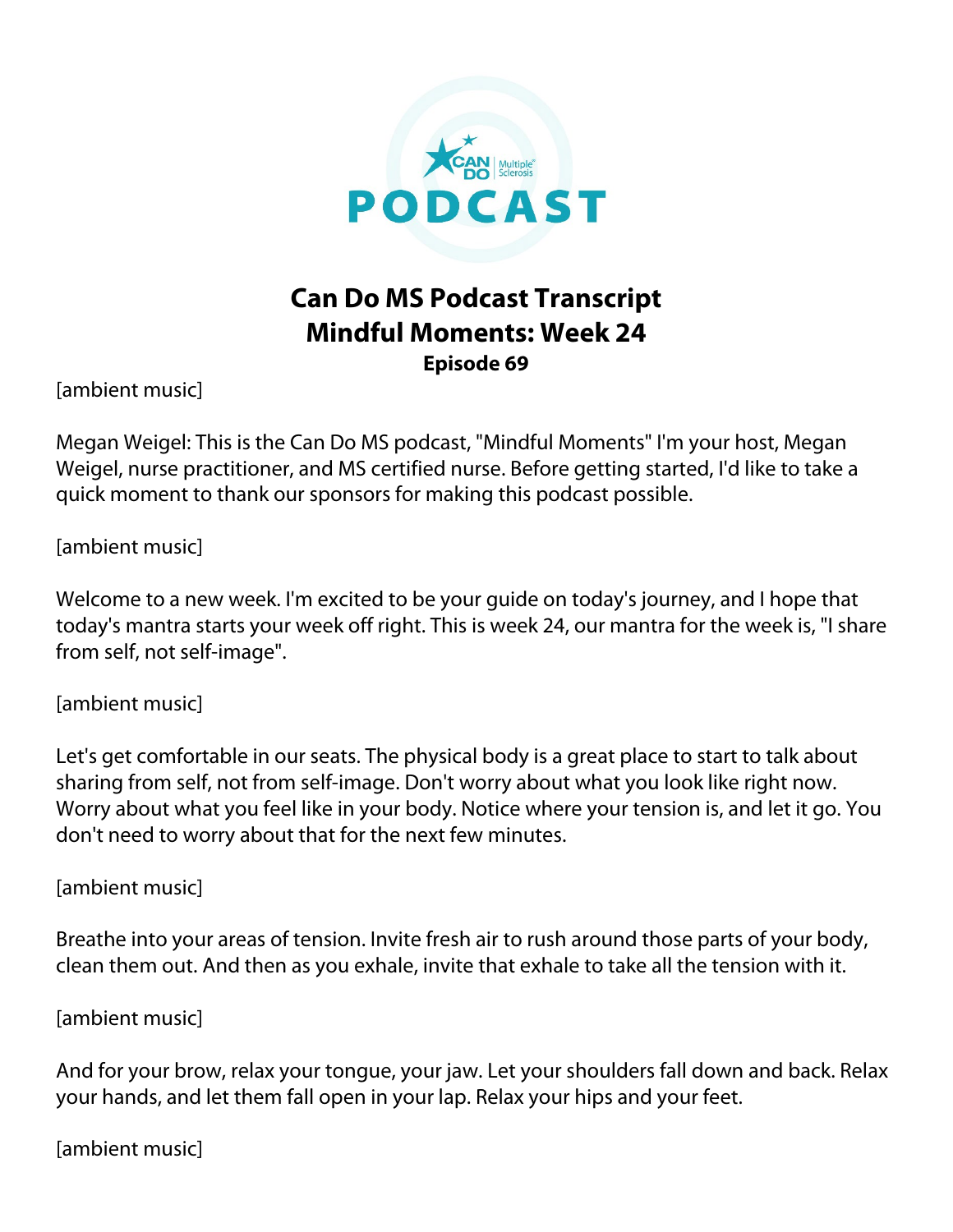# Can Do MS Podcast Transcript
## Mindful Moments: Week 24
### Episode 69

[ambient music]

Megan Weigel: This is the Can Do MS podcast, "Mindful Moments" I'm your host, Megan Weigel, nurse practitioner, and MS certified nurse. Before getting started, I'd like to take a quick moment to thank our sponsors for making this podcast possible.

[ambient music]

Welcome to a new week. I'm excited to be your guide on today's journey, and I hope that today's mantra starts your week off right. This is week 24, our mantra for the week is, "I share from self, not self-image".

[ambient music]

Let's get comfortable in our seats. The physical body is a great place to start to talk about sharing from self, not from self-image. Don't worry about what you look like right now. Worry about what you feel like in your body. Notice where your tension is, and let it go. You don't need to worry about that for the next few minutes.

[ambient music]

Breathe into your areas of tension. Invite fresh air to rush around those parts of your body, clean them out. And then as you exhale, invite that exhale to take all the tension with it.

[ambient music]

And for your brow, relax your tongue, your jaw. Let your shoulders fall down and back. Relax your hands, and let them fall open in your lap. Relax your hips and your feet.

[ambient music]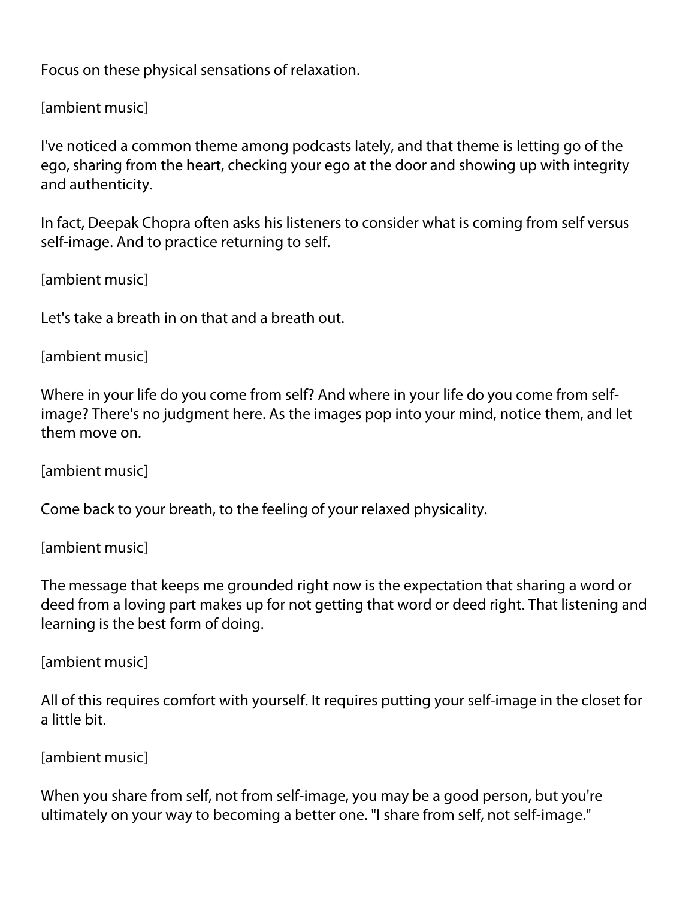Focus on these physical sensations of relaxation.

[ambient music]

I've noticed a common theme among podcasts lately, and that theme is letting go of the ego, sharing from the heart, checking your ego at the door and showing up with integrity and authenticity.

In fact, Deepak Chopra often asks his listeners to consider what is coming from self versus self-image. And to practice returning to self.

[ambient music]

Let's take a breath in on that and a breath out.

[ambient music]

Where in your life do you come from self? And where in your life do you come from self-image? There's no judgment here. As the images pop into your mind, notice them, and let them move on.

[ambient music]

Come back to your breath, to the feeling of your relaxed physicality.

[ambient music]

The message that keeps me grounded right now is the expectation that sharing a word or deed from a loving part makes up for not getting that word or deed right. That listening and learning is the best form of doing.

[ambient music]

All of this requires comfort with yourself. It requires putting your self-image in the closet for a little bit.

[ambient music]

When you share from self, not from self-image, you may be a good person, but you're ultimately on your way to becoming a better one. "I share from self, not self-image."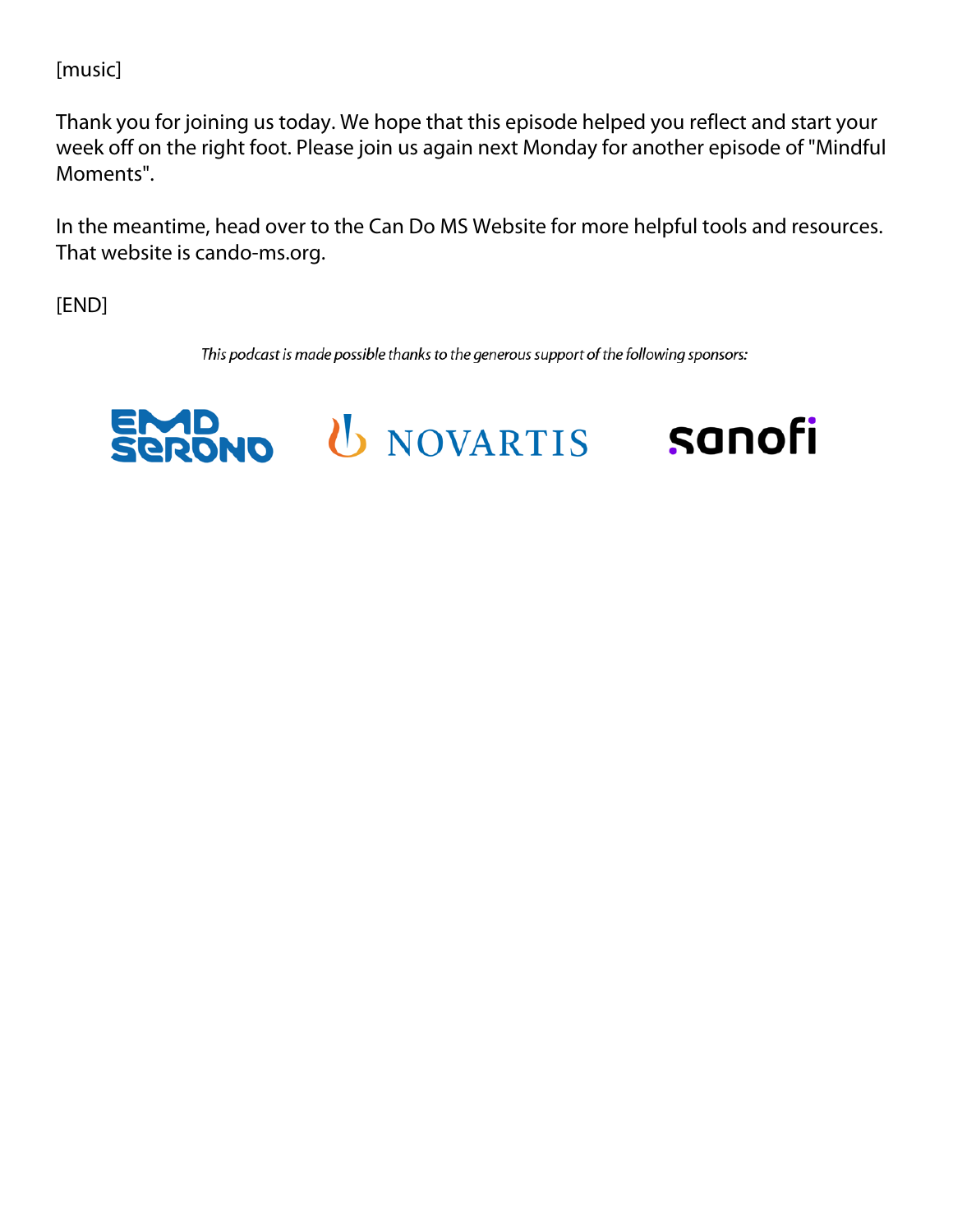[music]

Thank you for joining us today. We hope that this episode helped you reflect and start your week off on the right foot. Please join us again next Monday for another episode of "Mindful Moments".

In the meantime, head over to the Can Do MS Website for more helpful tools and resources. That website is cando-ms.org.

[END]

*This podcast is made possible thanks to the generous support of the following sponsors:*

EMD SERONO    NOVARTIS    sanofi